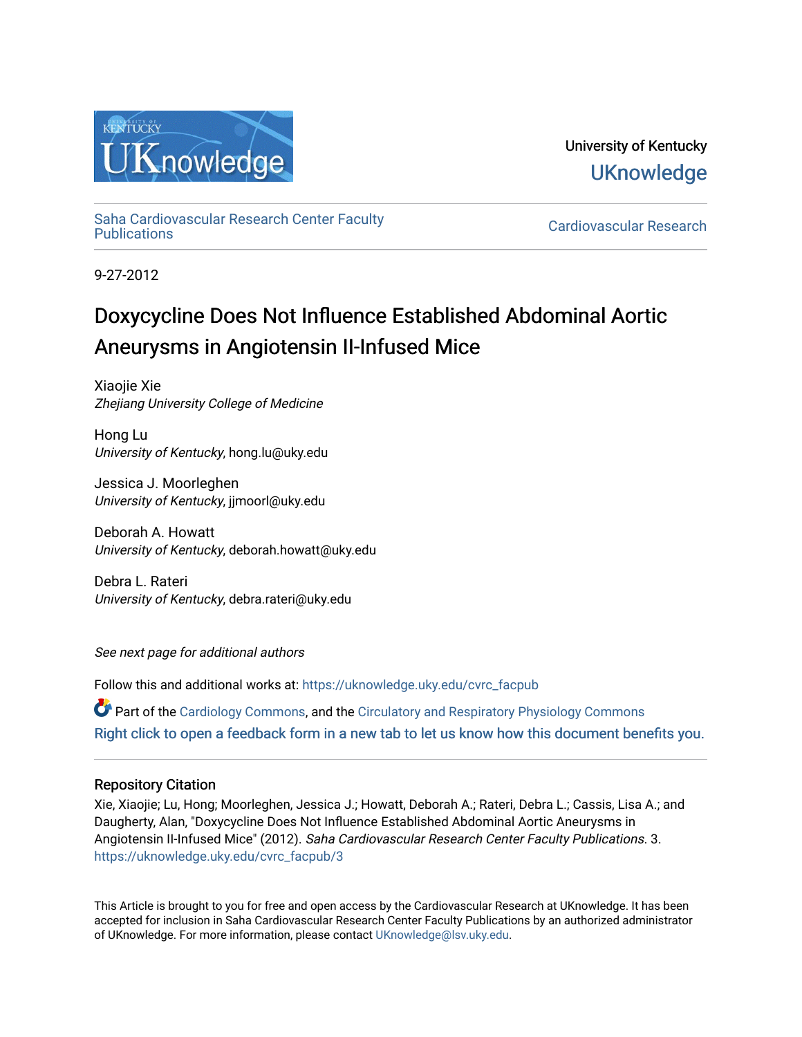University of Kentucky

UKnowledge

Saha Cardiovascular Research Center Faculty Publications

Cardiovascular Research

9-27-2012

# Doxycycline Does Not Influence Established Abdominal Aortic Aneurysms in Angiotensin II-Infused Mice

Xiaojie Xie
*Zhejiang University College of Medicine*

Hong Lu
*University of Kentucky*, hong.lu@uky.edu

Jessica J. Moorleghen
*University of Kentucky*, jjmoorl@uky.edu

Deborah A. Howatt
*University of Kentucky*, deborah.howatt@uky.edu

Debra L. Rateri
*University of Kentucky*, debra.rateri@uky.edu

*See next page for additional authors*

Follow this and additional works at: https://uknowledge.uky.edu/cvrc_facpub

Part of the Cardiology Commons, and the Circulatory and Respiratory Physiology Commons

Right click to open a feedback form in a new tab to let us know how this document benefits you.

## Repository Citation

Xie, Xiaojie; Lu, Hong; Moorleghen, Jessica J.; Howatt, Deborah A.; Rateri, Debra L.; Cassis, Lisa A.; and Daugherty, Alan, "Doxycycline Does Not Influence Established Abdominal Aortic Aneurysms in Angiotensin II-Infused Mice" (2012). *Saha Cardiovascular Research Center Faculty Publications*. 3.
https://uknowledge.uky.edu/cvrc_facpub/3

This Article is brought to you for free and open access by the Cardiovascular Research at UKnowledge. It has been accepted for inclusion in Saha Cardiovascular Research Center Faculty Publications by an authorized administrator of UKnowledge. For more information, please contact UKnowledge@lsv.uky.edu.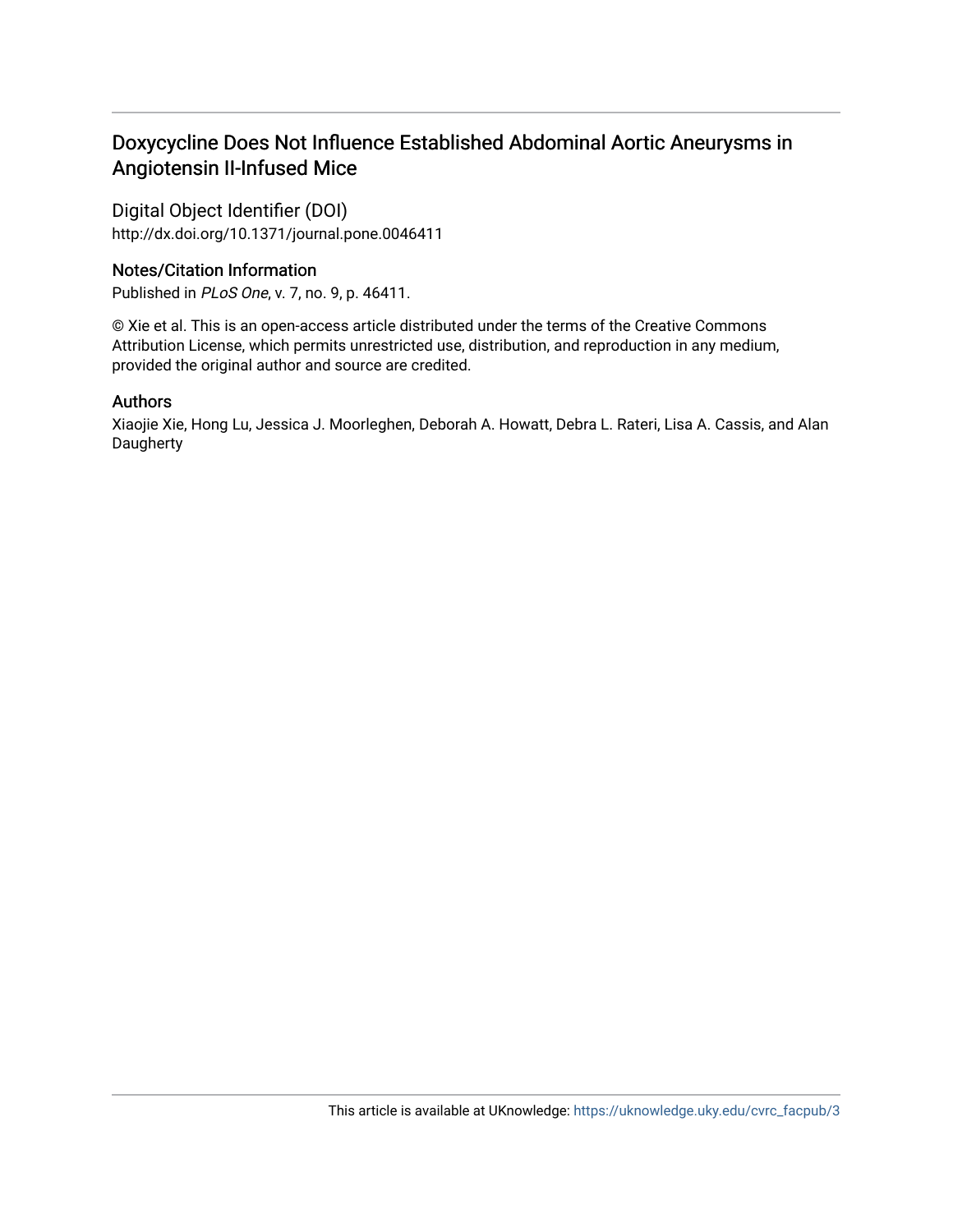# Doxycycline Does Not Influence Established Abdominal Aortic Aneurysms in Angiotensin II-Infused Mice

## Digital Object Identifier (DOI)

http://dx.doi.org/10.1371/journal.pone.0046411

## Notes/Citation Information

Published in *PLoS One*, v. 7, no. 9, p. 46411.

© Xie et al. This is an open-access article distributed under the terms of the Creative Commons Attribution License, which permits unrestricted use, distribution, and reproduction in any medium, provided the original author and source are credited.

## Authors

Xiaojie Xie, Hong Lu, Jessica J. Moorleghen, Deborah A. Howatt, Debra L. Rateri, Lisa A. Cassis, and Alan Daugherty

This article is available at UKnowledge: https://uknowledge.uky.edu/cvrc_facpub/3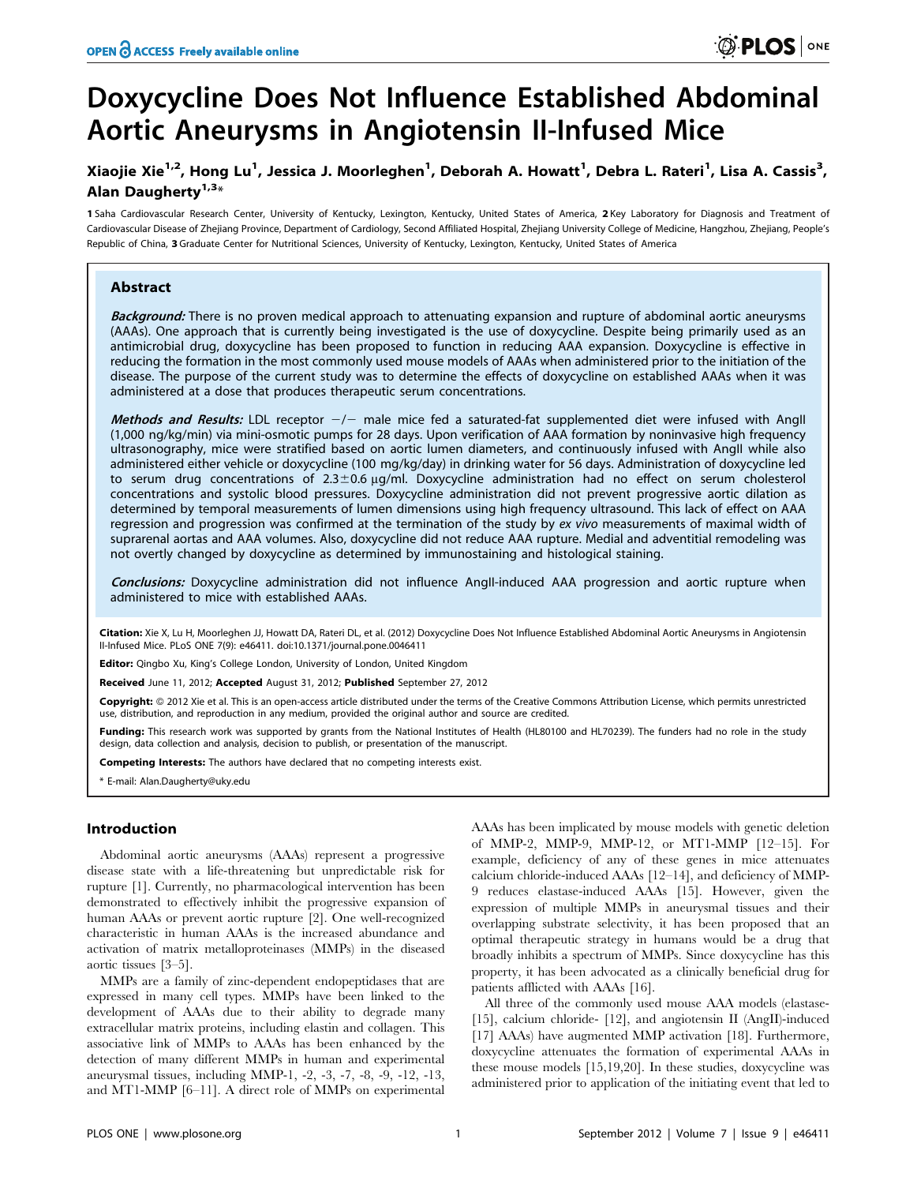# Doxycycline Does Not Influence Established Abdominal Aortic Aneurysms in Angiotensin II-Infused Mice

**Xiaojie Xie[1,2], Hong Lu[1], Jessica J. Moorleghen[1], Deborah A. Howatt[1], Debra L. Rateri[1], Lisa A. Cassis[3], Alan Daugherty[1,3]***

**1** Saha Cardiovascular Research Center, University of Kentucky, Lexington, Kentucky, United States of America, **2** Key Laboratory for Diagnosis and Treatment of Cardiovascular Disease of Zhejiang Province, Department of Cardiology, Second Affiliated Hospital, Zhejiang University College of Medicine, Hangzhou, Zhejiang, People's Republic of China, **3** Graduate Center for Nutritional Sciences, University of Kentucky, Lexington, Kentucky, United States of America

## Abstract

***Background:*** There is no proven medical approach to attenuating expansion and rupture of abdominal aortic aneurysms (AAAs). One approach that is currently being investigated is the use of doxycycline. Despite being primarily used as an antimicrobial drug, doxycycline has been proposed to function in reducing AAA expansion. Doxycycline is effective in reducing the formation in the most commonly used mouse models of AAAs when administered prior to the initiation of the disease. The purpose of the current study was to determine the effects of doxycycline on established AAAs when it was administered at a dose that produces therapeutic serum concentrations.

***Methods and Results:*** LDL receptor −/− male mice fed a saturated-fat supplemented diet were infused with AngII (1,000 ng/kg/min) via mini-osmotic pumps for 28 days. Upon verification of AAA formation by noninvasive high frequency ultrasonography, mice were stratified based on aortic lumen diameters, and continuously infused with AngII while also administered either vehicle or doxycycline (100 mg/kg/day) in drinking water for 56 days. Administration of doxycycline led to serum drug concentrations of 2.3±0.6 μg/ml. Doxycycline administration had no effect on serum cholesterol concentrations and systolic blood pressures. Doxycycline administration did not prevent progressive aortic dilation as determined by temporal measurements of lumen dimensions using high frequency ultrasound. This lack of effect on AAA regression and progression was confirmed at the termination of the study by *ex vivo* measurements of maximal width of suprarenal aortas and AAA volumes. Also, doxycycline did not reduce AAA rupture. Medial and adventitial remodeling was not overtly changed by doxycycline as determined by immunostaining and histological staining.

***Conclusions:*** Doxycycline administration did not influence AngII-induced AAA progression and aortic rupture when administered to mice with established AAAs.

**Citation:** Xie X, Lu H, Moorleghen JJ, Howatt DA, Rateri DL, et al. (2012) Doxycycline Does Not Influence Established Abdominal Aortic Aneurysms in Angiotensin II-Infused Mice. PLoS ONE 7(9): e46411. doi:10.1371/journal.pone.0046411

**Editor:** Qingbo Xu, King's College London, University of London, United Kingdom

**Received** June 11, 2012; **Accepted** August 31, 2012; **Published** September 27, 2012

**Copyright:** © 2012 Xie et al. This is an open-access article distributed under the terms of the Creative Commons Attribution License, which permits unrestricted use, distribution, and reproduction in any medium, provided the original author and source are credited.

**Funding:** This research work was supported by grants from the National Institutes of Health (HL80100 and HL70239). The funders had no role in the study design, data collection and analysis, decision to publish, or presentation of the manuscript.

**Competing Interests:** The authors have declared that no competing interests exist.

\* E-mail: Alan.Daugherty@uky.edu

## Introduction

Abdominal aortic aneurysms (AAAs) represent a progressive disease state with a life-threatening but unpredictable risk for rupture [1]. Currently, no pharmacological intervention has been demonstrated to effectively inhibit the progressive expansion of human AAAs or prevent aortic rupture [2]. One well-recognized characteristic in human AAAs is the increased abundance and activation of matrix metalloproteinases (MMPs) in the diseased aortic tissues [3–5].

MMPs are a family of zinc-dependent endopeptidases that are expressed in many cell types. MMPs have been linked to the development of AAAs due to their ability to degrade many extracellular matrix proteins, including elastin and collagen. This associative link of MMPs to AAAs has been enhanced by the detection of many different MMPs in human and experimental aneurysmal tissues, including MMP-1, -2, -3, -7, -8, -9, -12, -13, and MT1-MMP [6–11]. A direct role of MMPs on experimental AAAs has been implicated by mouse models with genetic deletion of MMP-2, MMP-9, MMP-12, or MT1-MMP [12–15]. For example, deficiency of any of these genes in mice attenuates calcium chloride-induced AAAs [12–14], and deficiency of MMP-9 reduces elastase-induced AAAs [15]. However, given the expression of multiple MMPs in aneurysmal tissues and their overlapping substrate selectivity, it has been proposed that an optimal therapeutic strategy in humans would be a drug that broadly inhibits a spectrum of MMPs. Since doxycycline has this property, it has been advocated as a clinically beneficial drug for patients afflicted with AAAs [16].

All three of the commonly used mouse AAA models (elastase- [15], calcium chloride- [12], and angiotensin II (AngII)-induced [17] AAAs) have augmented MMP activation [18]. Furthermore, doxycycline attenuates the formation of experimental AAAs in these mouse models [15,19,20]. In these studies, doxycycline was administered prior to application of the initiating event that led to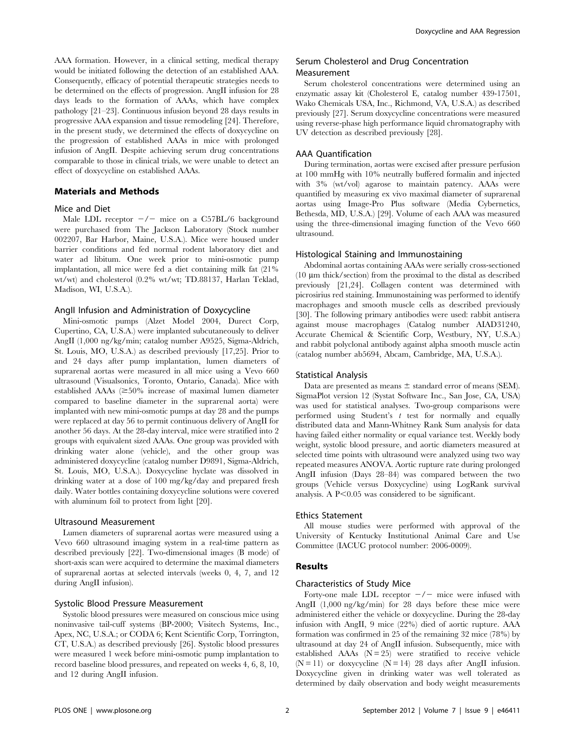AAA formation. However, in a clinical setting, medical therapy would be initiated following the detection of an established AAA. Consequently, efficacy of potential therapeutic strategies needs to be determined on the effects of progression. AngII infusion for 28 days leads to the formation of AAAs, which have complex pathology [21–23]. Continuous infusion beyond 28 days results in progressive AAA expansion and tissue remodeling [24]. Therefore, in the present study, we determined the effects of doxycycline on the progression of established AAAs in mice with prolonged infusion of AngII. Despite achieving serum drug concentrations comparable to those in clinical trials, we were unable to detect an effect of doxycycline on established AAAs.

## Materials and Methods

### Mice and Diet

Male LDL receptor −/− mice on a C57BL/6 background were purchased from The Jackson Laboratory (Stock number 002207, Bar Harbor, Maine, U.S.A.). Mice were housed under barrier conditions and fed normal rodent laboratory diet and water ad libitum. One week prior to mini-osmotic pump implantation, all mice were fed a diet containing milk fat (21% wt/wt) and cholesterol (0.2% wt/wt; TD.88137, Harlan Teklad, Madison, WI, U.S.A.).

### AngII Infusion and Administration of Doxycycline

Mini-osmotic pumps (Alzet Model 2004, Durect Corp, Cupertino, CA, U.S.A.) were implanted subcutaneously to deliver AngII (1,000 ng/kg/min; catalog number A9525, Sigma-Aldrich, St. Louis, MO, U.S.A.) as described previously [17,25]. Prior to and 24 days after pump implantation, lumen diameters of suprarenal aortas were measured in all mice using a Vevo 660 ultrasound (Visualsonics, Toronto, Ontario, Canada). Mice with established AAAs (≥50% increase of maximal lumen diameter compared to baseline diameter in the suprarenal aorta) were implanted with new mini-osmotic pumps at day 28 and the pumps were replaced at day 56 to permit continuous delivery of AngII for another 56 days. At the 28-day interval, mice were stratified into 2 groups with equivalent sized AAAs. One group was provided with drinking water alone (vehicle), and the other group was administered doxycycline (catalog number D9891, Sigma-Aldrich, St. Louis, MO, U.S.A.). Doxycycline hyclate was dissolved in drinking water at a dose of 100 mg/kg/day and prepared fresh daily. Water bottles containing doxycycline solutions were covered with aluminum foil to protect from light [20].

### Ultrasound Measurement

Lumen diameters of suprarenal aortas were measured using a Vevo 660 ultrasound imaging system in a real-time pattern as described previously [22]. Two-dimensional images (B mode) of short-axis scan were acquired to determine the maximal diameters of suprarenal aortas at selected intervals (weeks 0, 4, 7, and 12 during AngII infusion).

### Systolic Blood Pressure Measurement

Systolic blood pressures were measured on conscious mice using noninvasive tail-cuff systems (BP-2000; Visitech Systems, Inc., Apex, NC, U.S.A.; or CODA 6; Kent Scientific Corp, Torrington, CT, U.S.A.) as described previously [26]. Systolic blood pressures were measured 1 week before mini-osmotic pump implantation to record baseline blood pressures, and repeated on weeks 4, 6, 8, 10, and 12 during AngII infusion.

### Serum Cholesterol and Drug Concentration Measurement

Serum cholesterol concentrations were determined using an enzymatic assay kit (Cholesterol E, catalog number 439-17501, Wako Chemicals USA, Inc., Richmond, VA, U.S.A.) as described previously [27]. Serum doxycycline concentrations were measured using reverse-phase high performance liquid chromatography with UV detection as described previously [28].

### AAA Quantification

During termination, aortas were excised after pressure perfusion at 100 mmHg with 10% neutrally buffered formalin and injected with 3% (wt/vol) agarose to maintain patency. AAAs were quantified by measuring ex vivo maximal diameter of suprarenal aortas using Image-Pro Plus software (Media Cybernetics, Bethesda, MD, U.S.A.) [29]. Volume of each AAA was measured using the three-dimensional imaging function of the Vevo 660 ultrasound.

### Histological Staining and Immunostaining

Abdominal aortas containing AAAs were serially cross-sectioned (10 μm thick/section) from the proximal to the distal as described previously [21,24]. Collagen content was determined with picrosirius red staining. Immunostaining was performed to identify macrophages and smooth muscle cells as described previously [30]. The following primary antibodies were used: rabbit antisera against mouse macrophages (Catalog number AIAD31240, Accurate Chemical & Scientific Corp, Westbury, NY, U.S.A.) and rabbit polyclonal antibody against alpha smooth muscle actin (catalog number ab5694, Abcam, Cambridge, MA, U.S.A.).

### Statistical Analysis

Data are presented as means ± standard error of means (SEM). SigmaPlot version 12 (Systat Software Inc., San Jose, CA, USA) was used for statistical analyses. Two-group comparisons were performed using Student's *t* test for normally and equally distributed data and Mann-Whitney Rank Sum analysis for data having failed either normality or equal variance test. Weekly body weight, systolic blood pressure, and aortic diameters measured at selected time points with ultrasound were analyzed using two way repeated measures ANOVA. Aortic rupture rate during prolonged AngII infusion (Days 28–84) was compared between the two groups (Vehicle versus Doxycycline) using LogRank survival analysis. A $P<0.05$ was considered to be significant.

### Ethics Statement

All mouse studies were performed with approval of the University of Kentucky Institutional Animal Care and Use Committee (IACUC protocol number: 2006-0009).

## Results

### Characteristics of Study Mice

Forty-one male LDL receptor −/− mice were infused with AngII (1,000 ng/kg/min) for 28 days before these mice were administered either the vehicle or doxycycline. During the 28-day infusion with AngII, 9 mice (22%) died of aortic rupture. AAA formation was confirmed in 25 of the remaining 32 mice (78%) by ultrasound at day 24 of AngII infusion. Subsequently, mice with established AAAs (N = 25) were stratified to receive vehicle (N = 11) or doxycycline (N = 14) 28 days after AngII infusion. Doxycycline given in drinking water was well tolerated as determined by daily observation and body weight measurements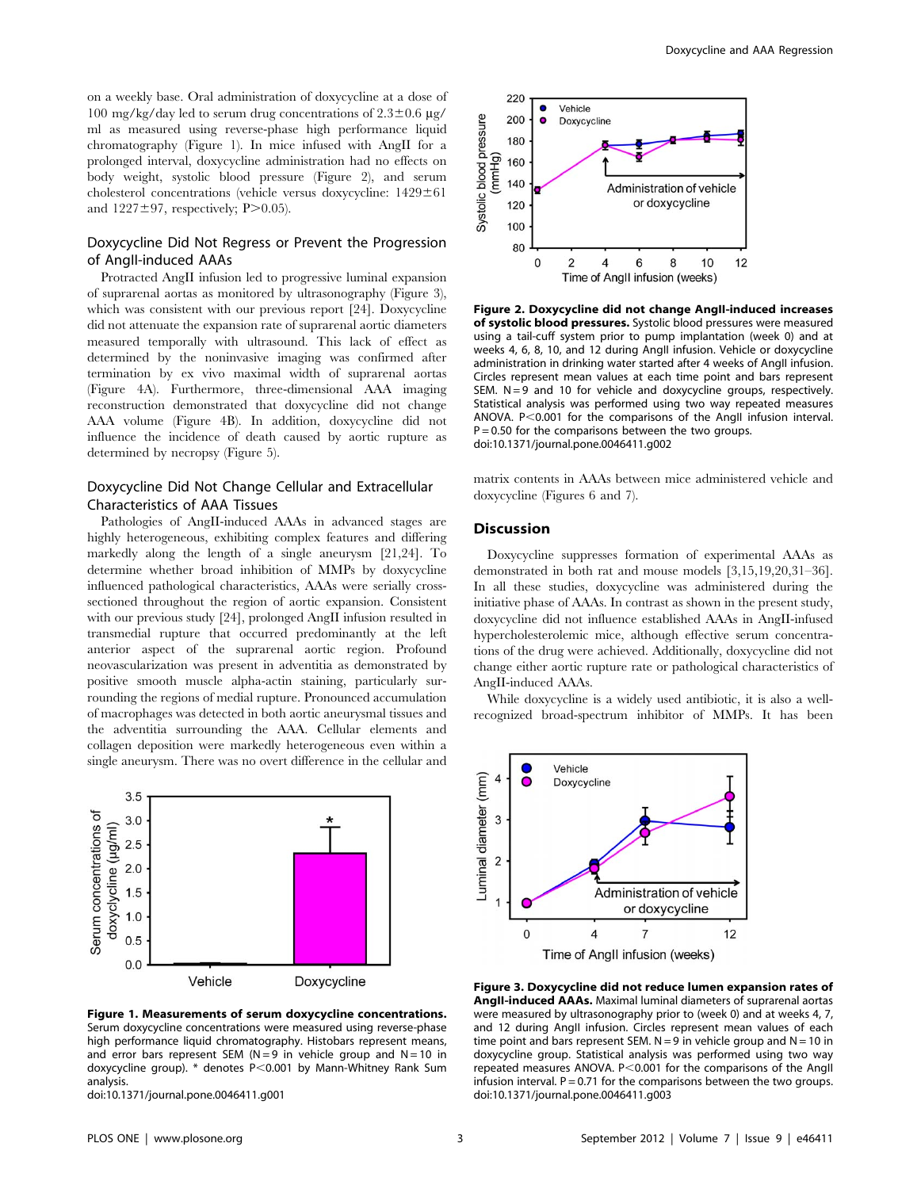on a weekly base. Oral administration of doxycycline at a dose of 100 mg/kg/day led to serum drug concentrations of 2.3±0.6 µg/ml as measured using reverse-phase high performance liquid chromatography (Figure 1). In mice infused with AngII for a prolonged interval, doxycycline administration had no effects on body weight, systolic blood pressure (Figure 2), and serum cholesterol concentrations (vehicle versus doxycycline: 1429±61 and 1227±97, respectively; $P>0.05$).

## Doxycycline Did Not Regress or Prevent the Progression of AngII-induced AAAs

Protracted AngII infusion led to progressive luminal expansion of suprarenal aortas as monitored by ultrasonography (Figure 3), which was consistent with our previous report [24]. Doxycycline did not attenuate the expansion rate of suprarenal aortic diameters measured temporally with ultrasound. This lack of effect as determined by the noninvasive imaging was confirmed after termination by ex vivo maximal width of suprarenal aortas (Figure 4A). Furthermore, three-dimensional AAA imaging reconstruction demonstrated that doxycycline did not change AAA volume (Figure 4B). In addition, doxycycline did not influence the incidence of death caused by aortic rupture as determined by necropsy (Figure 5).

## Doxycycline Did Not Change Cellular and Extracellular Characteristics of AAA Tissues

Pathologies of AngII-induced AAAs in advanced stages are highly heterogeneous, exhibiting complex features and differing markedly along the length of a single aneurysm [21,24]. To determine whether broad inhibition of MMPs by doxycycline influenced pathological characteristics, AAAs were serially cross-sectioned throughout the region of aortic expansion. Consistent with our previous study [24], prolonged AngII infusion resulted in transmedial rupture that occurred predominantly at the left anterior aspect of the suprarenal aortic region. Profound neovascularization was present in adventitia as demonstrated by positive smooth muscle alpha-actin staining, particularly surrounding the regions of medial rupture. Pronounced accumulation of macrophages was detected in both aortic aneurysmal tissues and the adventitia surrounding the AAA. Cellular elements and collagen deposition were markedly heterogeneous even within a single aneurysm. There was no overt difference in the cellular and matrix contents in AAAs between mice administered vehicle and doxycycline (Figures 6 and 7).

**Figure 1. Measurements of serum doxycycline concentrations.** Serum doxycycline concentrations were measured using reverse-phase high performance liquid chromatography. Histobars represent means, and error bars represent SEM (N = 9 in vehicle group and N = 10 in doxycycline group). * denotes $P<0.001$ by Mann-Whitney Rank Sum analysis.
doi:10.1371/journal.pone.0046411.g001

**Figure 2. Doxycycline did not change AngII-induced increases of systolic blood pressures.** Systolic blood pressures were measured using a tail-cuff system prior to pump implantation (week 0) and at weeks 4, 6, 8, 10, and 12 during AngII infusion. Vehicle or doxycycline administration in drinking water started after 4 weeks of AngII infusion. Circles represent mean values at each time point and bars represent SEM. N = 9 and 10 for vehicle and doxycycline groups, respectively. Statistical analysis was performed using two way repeated measures ANOVA. $P<0.001$ for the comparisons of the AngII infusion interval. $P = 0.50$ for the comparisons between the two groups.
doi:10.1371/journal.pone.0046411.g002

## Discussion

Doxycycline suppresses formation of experimental AAAs as demonstrated in both rat and mouse models [3,15,19,20,31–36]. In all these studies, doxycycline was administered during the initiative phase of AAAs. In contrast as shown in the present study, doxycycline did not influence established AAAs in AngII-infused hypercholesterolemic mice, although effective serum concentrations of the drug were achieved. Additionally, doxycycline did not change either aortic rupture rate or pathological characteristics of AngII-induced AAAs.

While doxycycline is a widely used antibiotic, it is also a well-recognized broad-spectrum inhibitor of MMPs. It has been

**Figure 3. Doxycycline did not reduce lumen expansion rates of AngII-induced AAAs.** Maximal luminal diameters of suprarenal aortas were measured by ultrasonography prior to (week 0) and at weeks 4, 7, and 12 during AngII infusion. Circles represent mean values of each time point and bars represent SEM. N = 9 in vehicle group and N = 10 in doxycycline group. Statistical analysis was performed using two way repeated measures ANOVA. $P<0.001$ for the comparisons of the AngII infusion interval. $P = 0.71$ for the comparisons between the two groups.
doi:10.1371/journal.pone.0046411.g003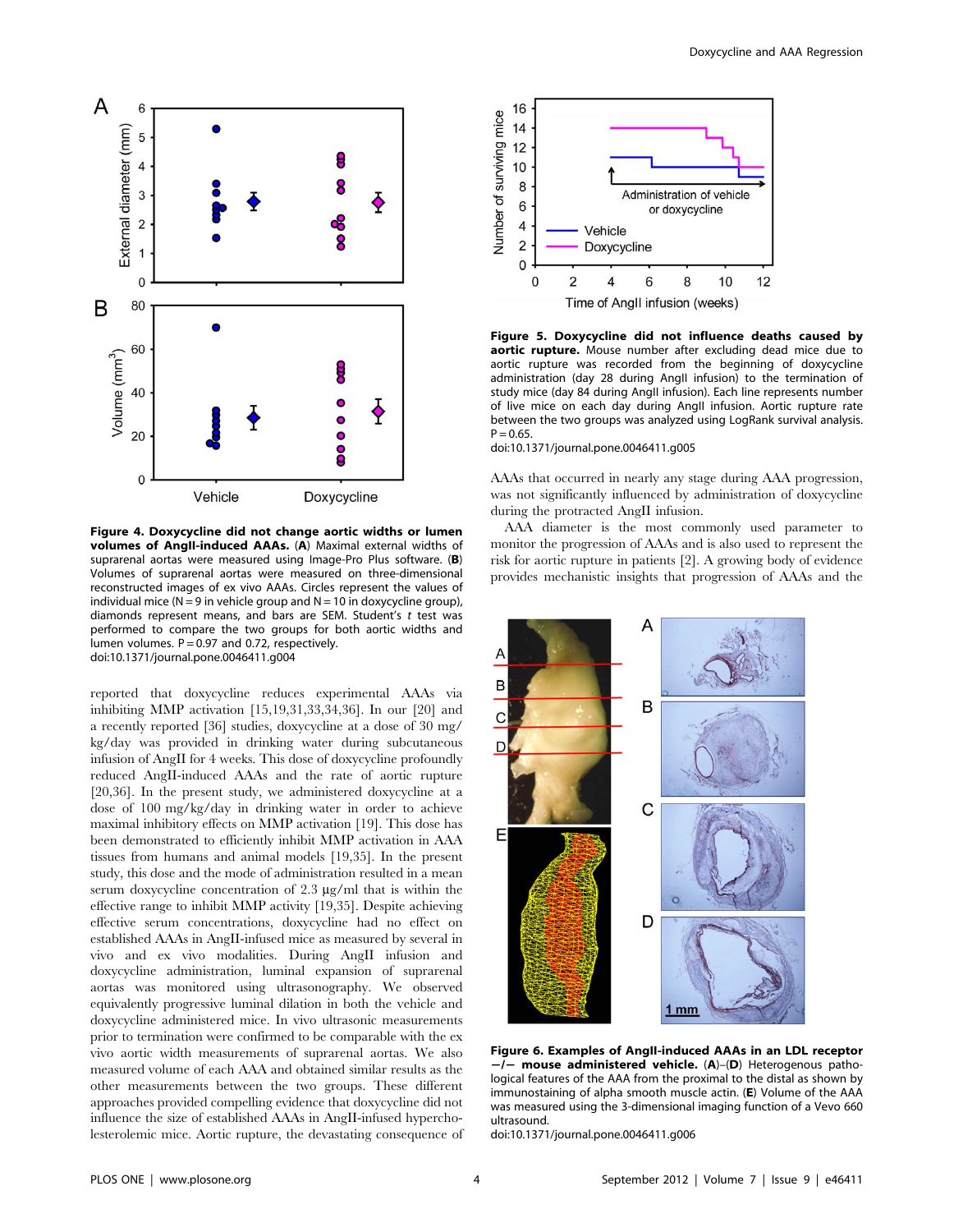**Figure 4. Doxycycline did not change aortic widths or lumen volumes of AngII-induced AAAs.** (**A**) Maximal external widths of suprarenal aortas were measured using Image-Pro Plus software. (**B**) Volumes of suprarenal aortas were measured on three-dimensional reconstructed images of ex vivo AAAs. Circles represent the values of individual mice (N = 9 in vehicle group and N = 10 in doxycycline group), diamonds represent means, and bars are SEM. Student's *t* test was performed to compare the two groups for both aortic widths and lumen volumes. P = 0.97 and 0.72, respectively.
doi:10.1371/journal.pone.0046411.g004

reported that doxycycline reduces experimental AAAs via inhibiting MMP activation [15,19,31,33,34,36]. In our [20] and a recently reported [36] studies, doxycycline at a dose of 30 mg/kg/day was provided in drinking water during subcutaneous infusion of AngII for 4 weeks. This dose of doxycycline profoundly reduced AngII-induced AAAs and the rate of aortic rupture [20,36]. In the present study, we administered doxycycline at a dose of 100 mg/kg/day in drinking water in order to achieve maximal inhibitory effects on MMP activation [19]. This dose has been demonstrated to efficiently inhibit MMP activation in AAA tissues from humans and animal models [19,35]. In the present study, this dose and the mode of administration resulted in a mean serum doxycycline concentration of 2.3 μg/ml that is within the effective range to inhibit MMP activity [19,35]. Despite achieving effective serum concentrations, doxycycline had no effect on established AAAs in AngII-infused mice as measured by several in vivo and ex vivo modalities. During AngII infusion and doxycycline administration, luminal expansion of suprarenal aortas was monitored using ultrasonography. We observed equivalently progressive luminal dilation in both the vehicle and doxycycline administered mice. In vivo ultrasonic measurements prior to termination were confirmed to be comparable with the ex vivo aortic width measurements of suprarenal aortas. We also measured volume of each AAA and obtained similar results as the other measurements between the two groups. These different approaches provided compelling evidence that doxycycline did not influence the size of established AAAs in AngII-infused hypercholesterolemic mice. Aortic rupture, the devastating consequence of AAAs that occurred in nearly any stage during AAA progression, was not significantly influenced by administration of doxycycline during the protracted AngII infusion.

**Figure 5. Doxycycline did not influence deaths caused by aortic rupture.** Mouse number after excluding dead mice due to aortic rupture was recorded from the beginning of doxycycline administration (day 28 during AngII infusion) to the termination of study mice (day 84 during AngII infusion). Each line represents number of live mice on each day during AngII infusion. Aortic rupture rate between the two groups was analyzed using LogRank survival analysis. P = 0.65.
doi:10.1371/journal.pone.0046411.g005

AAA diameter is the most commonly used parameter to monitor the progression of AAAs and is also used to represent the risk for aortic rupture in patients [2]. A growing body of evidence provides mechanistic insights that progression of AAAs and the

**Figure 6. Examples of AngII-induced AAAs in an LDL receptor −/− mouse administered vehicle.** (**A**)–(**D**) Heterogenous pathological features of the AAA from the proximal to the distal as shown by immunostaining of alpha smooth muscle actin. (**E**) Volume of the AAA was measured using the 3-dimensional imaging function of a Vevo 660 ultrasound.
doi:10.1371/journal.pone.0046411.g006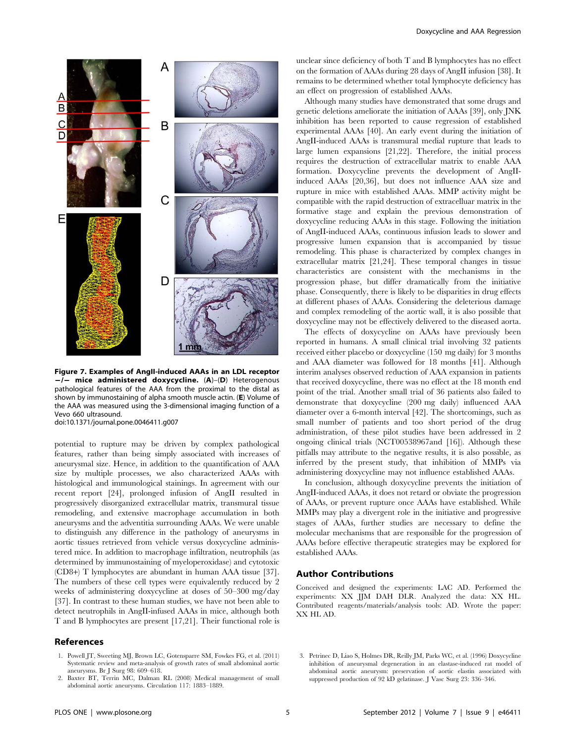**Figure 7. Examples of AngII-induced AAAs in an LDL receptor −/− mice administered doxycycline.** (**A**)–(**D**) Heterogenous pathological features of the AAA from the proximal to the distal as shown by immunostaining of alpha smooth muscle actin. (**E**) Volume of the AAA was measured using the 3-dimensional imaging function of a Vevo 660 ultrasound.
doi:10.1371/journal.pone.0046411.g007

potential to rupture may be driven by complex pathological features, rather than being simply associated with increases of aneurysmal size. Hence, in addition to the quantification of AAA size by multiple processes, we also characterized AAAs with histological and immunological stainings. In agreement with our recent report [24], prolonged infusion of AngII resulted in progressively disorganized extracellular matrix, transmural tissue remodeling, and extensive macrophage accumulation in both aneurysms and the adventitia surrounding AAAs. We were unable to distinguish any difference in the pathology of aneurysms in aortic tissues retrieved from vehicle versus doxycycline administered mice. In addition to macrophage infiltration, neutrophils (as determined by immunostaining of myeloperoxidase) and cytotoxic (CD8+) T lymphocytes are abundant in human AAA tissue [37]. The numbers of these cell types were equivalently reduced by 2 weeks of administering doxycycline at doses of 50–300 mg/day [37]. In contrast to these human studies, we have not been able to detect neutrophils in AngII-infused AAAs in mice, although both T and B lymphocytes are present [17,21]. Their functional role is unclear since deficiency of both T and B lymphocytes has no effect on the formation of AAAs during 28 days of AngII infusion [38]. It remains to be determined whether total lymphocyte deficiency has an effect on progression of established AAAs.

Although many studies have demonstrated that some drugs and genetic deletions ameliorate the initiation of AAAs [39], only JNK inhibition has been reported to cause regression of established experimental AAAs [40]. An early event during the initiation of AngII-induced AAAs is transmural medial rupture that leads to large lumen expansions [21,22]. Therefore, the initial process requires the destruction of extracellular matrix to enable AAA formation. Doxycycline prevents the development of AngII-induced AAAs [20,36], but does not influence AAA size and rupture in mice with established AAAs. MMP activity might be compatible with the rapid destruction of extracelluar matrix in the formative stage and explain the previous demonstration of doxycycline reducing AAAs in this stage. Following the initiation of AngII-induced AAAs, continuous infusion leads to slower and progressive lumen expansion that is accompanied by tissue remodeling. This phase is characterized by complex changes in extracellular matrix [21,24]. These temporal changes in tissue characteristics are consistent with the mechanisms in the progression phase, but differ dramatically from the initiative phase. Consequently, there is likely to be disparities in drug effects at different phases of AAAs. Considering the deleterious damage and complex remodeling of the aortic wall, it is also possible that doxycycline may not be effectively delivered to the diseased aorta.

The effects of doxycycline on AAAs have previously been reported in humans. A small clinical trial involving 32 patients received either placebo or doxycycline (150 mg daily) for 3 months and AAA diameter was followed for 18 months [41]. Although interim analyses observed reduction of AAA expansion in patients that received doxycycline, there was no effect at the 18 month end point of the trial. Another small trial of 36 patients also failed to demonstrate that doxycycline (200 mg daily) influenced AAA diameter over a 6-month interval [42]. The shortcomings, such as small number of patients and too short period of the drug administration, of these pilot studies have been addressed in 2 ongoing clinical trials (NCT00538967and [16]). Although these pitfalls may attribute to the negative results, it is also possible, as inferred by the present study, that inhibition of MMPs via administering doxycycline may not influence established AAAs.

In conclusion, although doxycycline prevents the initiation of AngII-induced AAAs, it does not retard or obviate the progression of AAAs, or prevent rupture once AAAs have established. While MMPs may play a divergent role in the initiative and progressive stages of AAAs, further studies are necessary to define the molecular mechanisms that are responsible for the progression of AAAs before effective therapeutic strategies may be explored for established AAAs.

## Author Contributions

Conceived and designed the experiments: LAC AD. Performed the experiments: XX JJM DAH DLR. Analyzed the data: XX HL. Contributed reagents/materials/analysis tools: AD. Wrote the paper: XX HL AD.

## References

1. Powell JT, Sweeting MJ, Brown LC, Gotensparre SM, Fowkes FG, et al. (2011) Systematic review and meta-analysis of growth rates of small abdominal aortic aneurysms. Br J Surg 98: 609–618.
2. Baxter BT, Terrin MC, Dalman RL (2008) Medical management of small abdominal aortic aneurysms. Circulation 117: 1883–1889.
3. Petrinec D, Liao S, Holmes DR, Reilly JM, Parks WC, et al. (1996) Doxycycline inhibition of aneurysmal degeneration in an elastase-induced rat model of abdominal aortic aneurysm: preservation of aortic elastin associated with suppressed production of 92 kD gelatinase. J Vasc Surg 23: 336–346.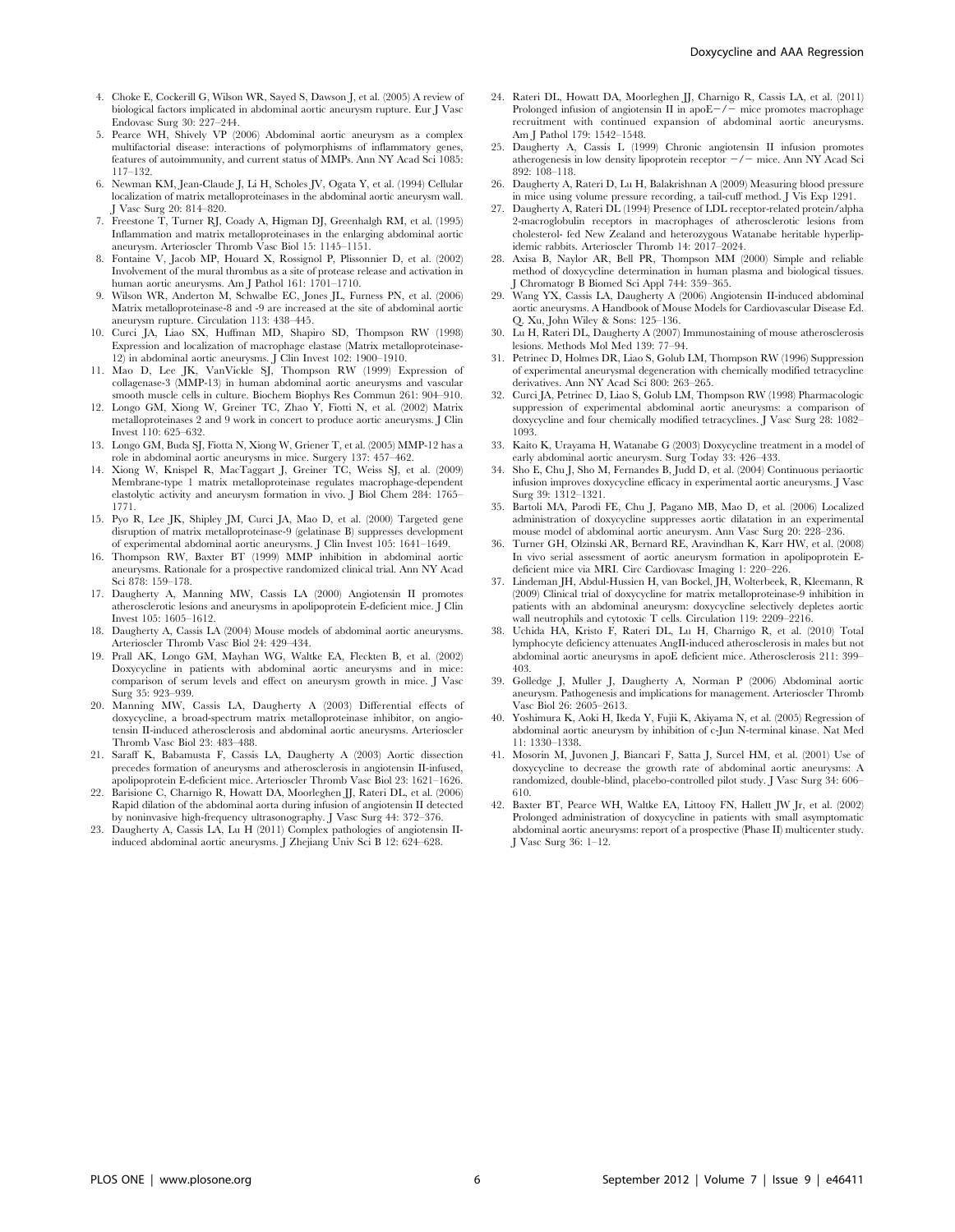4. Choke E, Cockerill G, Wilson WR, Sayed S, Dawson J, et al. (2005) A review of biological factors implicated in abdominal aortic aneurysm rupture. Eur J Vasc Endovasc Surg 30: 227–244.
5. Pearce WH, Shively VP (2006) Abdominal aortic aneurysm as a complex multifactorial disease: interactions of polymorphisms of inflammatory genes, features of autoimmunity, and current status of MMPs. Ann NY Acad Sci 1085: 117–132.
6. Newman KM, Jean-Claude J, Li H, Scholes JV, Ogata Y, et al. (1994) Cellular localization of matrix metalloproteinases in the abdominal aortic aneurysm wall. J Vasc Surg 20: 814–820.
7. Freestone T, Turner RJ, Coady A, Higman DJ, Greenhalgh RM, et al. (1995) Inflammation and matrix metalloproteinases in the enlarging abdominal aortic aneurysm. Arterioscler Thromb Vasc Biol 15: 1145–1151.
8. Fontaine V, Jacob MP, Houard X, Rossignol P, Plissonnier D, et al. (2002) Involvement of the mural thrombus as a site of protease release and activation in human aortic aneurysms. Am J Pathol 161: 1701–1710.
9. Wilson WR, Anderton M, Schwalbe EC, Jones JL, Furness PN, et al. (2006) Matrix metalloproteinase-8 and -9 are increased at the site of abdominal aortic aneurysm rupture. Circulation 113: 438–445.
10. Curci JA, Liao SX, Huffman MD, Shapiro SD, Thompson RW (1998) Expression and localization of macrophage elastase (Matrix metalloproteinase-12) in abdominal aortic aneurysms. J Clin Invest 102: 1900–1910.
11. Mao D, Lee JK, VanVickle SJ, Thompson RW (1999) Expression of collagenase-3 (MMP-13) in human abdominal aortic aneurysms and vascular smooth muscle cells in culture. Biochem Biophys Res Commun 261: 904–910.
12. Longo GM, Xiong W, Greiner TC, Zhao Y, Fiotti N, et al. (2002) Matrix metalloproteinases 2 and 9 work in concert to produce aortic aneurysms. J Clin Invest 110: 625–632.
13. Longo GM, Buda SJ, Fiotta N, Xiong W, Griener T, et al. (2005) MMP-12 has a role in abdominal aortic aneurysms in mice. Surgery 137: 457–462.
14. Xiong W, Knispel R, MacTaggart J, Greiner TC, Weiss SJ, et al. (2009) Membrane-type 1 matrix metalloproteinase regulates macrophage-dependent elastolytic activity and aneurysm formation in vivo. J Biol Chem 284: 1765–1771.
15. Pyo R, Lee JK, Shipley JM, Curci JA, Mao D, et al. (2000) Targeted gene disruption of matrix metalloproteinase-9 (gelatinase B) suppresses development of experimental abdominal aortic aneurysms. J Clin Invest 105: 1641–1649.
16. Thompson RW, Baxter BT (1999) MMP inhibition in abdominal aortic aneurysms. Rationale for a prospective randomized clinical trial. Ann NY Acad Sci 878: 159–178.
17. Daugherty A, Manning MW, Cassis LA (2000) Angiotensin II promotes atherosclerotic lesions and aneurysms in apolipoprotein E-deficient mice. J Clin Invest 105: 1605–1612.
18. Daugherty A, Cassis LA (2004) Mouse models of abdominal aortic aneurysms. Arterioscler Thromb Vasc Biol 24: 429–434.
19. Prall AK, Longo GM, Mayhan WG, Waltke EA, Fleckten B, et al. (2002) Doxycycline in patients with abdominal aortic aneurysms and in mice: comparison of serum levels and effect on aneurysm growth in mice. J Vasc Surg 35: 923–939.
20. Manning MW, Cassis LA, Daugherty A (2003) Differential effects of doxycycline, a broad-spectrum matrix metalloproteinase inhibitor, on angiotensin II-induced atherosclerosis and abdominal aortic aneurysms. Arterioscler Thromb Vasc Biol 23: 483–488.
21. Saraff K, Babamusta F, Cassis LA, Daugherty A (2003) Aortic dissection precedes formation of aneurysms and atherosclerosis in angiotensin II-infused, apolipoprotein E-deficient mice. Arterioscler Thromb Vasc Biol 23: 1621–1626.
22. Barisione C, Charnigo R, Howatt DA, Moorleghen JJ, Rateri DL, et al. (2006) Rapid dilation of the abdominal aorta during infusion of angiotensin II detected by noninvasive high-frequency ultrasonography. J Vasc Surg 44: 372–376.
23. Daugherty A, Cassis LA, Lu H (2011) Complex pathologies of angiotensin II-induced abdominal aortic aneurysms. J Zhejiang Univ Sci B 12: 624–628.
24. Rateri DL, Howatt DA, Moorleghen JJ, Charnigo R, Cassis LA, et al. (2011) Prolonged infusion of angiotensin II in apoE−/− mice promotes macrophage recruitment with continued expansion of abdominal aortic aneurysms. Am J Pathol 179: 1542–1548.
25. Daugherty A, Cassis L (1999) Chronic angiotensin II infusion promotes atherogenesis in low density lipoprotein receptor −/− mice. Ann NY Acad Sci 892: 108–118.
26. Daugherty A, Rateri D, Lu H, Balakrishnan A (2009) Measuring blood pressure in mice using volume pressure recording, a tail-cuff method. J Vis Exp 1291.
27. Daugherty A, Rateri DL (1994) Presence of LDL receptor-related protein/alpha 2-macroglobulin receptors in macrophages of atherosclerotic lesions from cholesterol- fed New Zealand and heterozygous Watanabe heritable hyperlipidemic rabbits. Arterioscler Thromb 14: 2017–2024.
28. Axisa B, Naylor AR, Bell PR, Thompson MM (2000) Simple and reliable method of doxycycline determination in human plasma and biological tissues. J Chromatogr B Biomed Sci Appl 744: 359–365.
29. Wang YX, Cassis LA, Daugherty A (2006) Angiotensin II-induced abdominal aortic aneurysms. A Handbook of Mouse Models for Cardiovascular Disease Ed. Q. Xu, John Wiley & Sons: 125–136.
30. Lu H, Rateri DL, Daugherty A (2007) Immunostaining of mouse atherosclerosis lesions. Methods Mol Med 139: 77–94.
31. Petrinec D, Holmes DR, Liao S, Golub LM, Thompson RW (1996) Suppression of experimental aneurysmal degeneration with chemically modified tetracycline derivatives. Ann NY Acad Sci 800: 263–265.
32. Curci JA, Petrinec D, Liao S, Golub LM, Thompson RW (1998) Pharmacologic suppression of experimental abdominal aortic aneurysms: a comparison of doxycycline and four chemically modified tetracyclines. J Vasc Surg 28: 1082–1093.
33. Kaito K, Urayama H, Watanabe G (2003) Doxycycline treatment in a model of early abdominal aortic aneurysm. Surg Today 33: 426–433.
34. Sho E, Chu J, Sho M, Fernandes B, Judd D, et al. (2004) Continuous periaortic infusion improves doxycycline efficacy in experimental aortic aneurysms. J Vasc Surg 39: 1312–1321.
35. Bartoli MA, Parodi FE, Chu J, Pagano MB, Mao D, et al. (2006) Localized administration of doxycycline suppresses aortic dilatation in an experimental mouse model of abdominal aortic aneurysm. Ann Vasc Surg 20: 228–236.
36. Turner GH, Olzinski AR, Bernard RE, Aravindhan K, Karr HW, et al. (2008) In vivo serial assessment of aortic aneurysm formation in apolipoprotein E-deficient mice via MRI. Circ Cardiovasc Imaging 1: 220–226.
37. Lindeman JH, Abdul-Hussien H, van Bockel, JH, Wolterbeek, R, Kleemann, R (2009) Clinical trial of doxycycline for matrix metalloproteinase-9 inhibition in patients with an abdominal aneurysm: doxycycline selectively depletes aortic wall neutrophils and cytotoxic T cells. Circulation 119: 2209–2216.
38. Uchida HA, Kristo F, Rateri DL, Lu H, Charnigo R, et al. (2010) Total lymphocyte deficiency attenuates AngII-induced atherosclerosis in males but not abdominal aortic aneurysms in apoE deficient mice. Atherosclerosis 211: 399–403.
39. Golledge J, Muller J, Daugherty A, Norman P (2006) Abdominal aortic aneurysm. Pathogenesis and implications for management. Arterioscler Thromb Vasc Biol 26: 2605–2613.
40. Yoshimura K, Aoki H, Ikeda Y, Fujii K, Akiyama N, et al. (2005) Regression of abdominal aortic aneurysm by inhibition of c-Jun N-terminal kinase. Nat Med 11: 1330–1338.
41. Mosorin M, Juvonen J, Biancari F, Satta J, Surcel HM, et al. (2001) Use of doxycycline to decrease the growth rate of abdominal aortic aneurysms: A randomized, double-blind, placebo-controlled pilot study. J Vasc Surg 34: 606–610.
42. Baxter BT, Pearce WH, Waltke EA, Littooy FN, Hallett JW Jr, et al. (2002) Prolonged administration of doxycycline in patients with small asymptomatic abdominal aortic aneurysms: report of a prospective (Phase II) multicenter study. J Vasc Surg 36: 1–12.